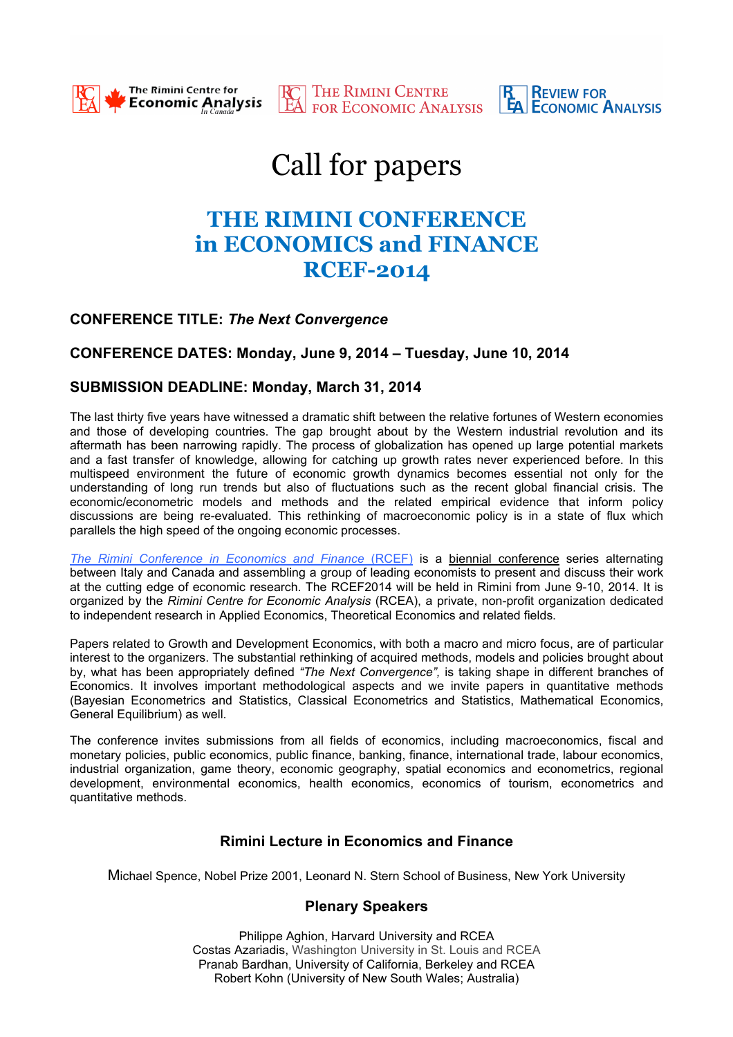The Rimini Centre for Economic Analysis In Canada | The Rimini Centre for Economic Analysis | Review for Economic Analysis

# Call for papers

## THE RIMINI CONFERENCE in ECONOMICS and FINANCE RCEF-2014

### CONFERENCE TITLE: *The Next Convergence*

### CONFERENCE DATES: Monday, June 9, 2014 – Tuesday, June 10, 2014

### SUBMISSION DEADLINE: Monday, March 31, 2014

The last thirty five years have witnessed a dramatic shift between the relative fortunes of Western economies and those of developing countries. The gap brought about by the Western industrial revolution and its aftermath has been narrowing rapidly. The process of globalization has opened up large potential markets and a fast transfer of knowledge, allowing for catching up growth rates never experienced before. In this multispeed environment the future of economic growth dynamics becomes essential not only for the understanding of long run trends but also of fluctuations such as the recent global financial crisis. The economic/econometric models and methods and the related empirical evidence that inform policy discussions are being re-evaluated. This rethinking of macroeconomic policy is in a state of flux which parallels the high speed of the ongoing economic processes.

*The Rimini Conference in Economics and Finance* (RCEF) is a biennial conference series alternating between Italy and Canada and assembling a group of leading economists to present and discuss their work at the cutting edge of economic research. The RCEF2014 will be held in Rimini from June 9-10, 2014. It is organized by the *Rimini Centre for Economic Analysis* (RCEA), a private, non-profit organization dedicated to independent research in Applied Economics, Theoretical Economics and related fields.

Papers related to Growth and Development Economics, with both a macro and micro focus, are of particular interest to the organizers. The substantial rethinking of acquired methods, models and policies brought about by, what has been appropriately defined *"The Next Convergence",* is taking shape in different branches of Economics. It involves important methodological aspects and we invite papers in quantitative methods (Bayesian Econometrics and Statistics, Classical Econometrics and Statistics, Mathematical Economics, General Equilibrium) as well.

The conference invites submissions from all fields of economics, including macroeconomics, fiscal and monetary policies, public economics, public finance, banking, finance, international trade, labour economics, industrial organization, game theory, economic geography, spatial economics and econometrics, regional development, environmental economics, health economics, economics of tourism, econometrics and quantitative methods.

### Rimini Lecture in Economics and Finance

Michael Spence, Nobel Prize 2001, Leonard N. Stern School of Business, New York University

### Plenary Speakers

Philippe Aghion, Harvard University and RCEA
Costas Azariadis, Washington University in St. Louis and RCEA
Pranab Bardhan, University of California, Berkeley and RCEA
Robert Kohn (University of New South Wales; Australia)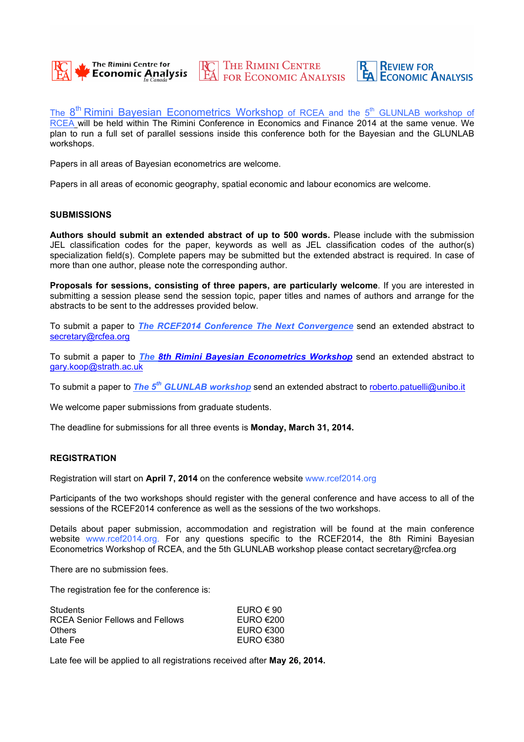The Rimini Centre for Economic Analysis In Canada | The Rimini Centre for Economic Analysis | Review for Economic Analysis

The 8th Rimini Bayesian Econometrics Workshop of RCEA and the 5th GLUNLAB workshop of RCEA will be held within The Rimini Conference in Economics and Finance 2014 at the same venue. We plan to run a full set of parallel sessions inside this conference both for the Bayesian and the GLUNLAB workshops.

Papers in all areas of Bayesian econometrics are welcome.

Papers in all areas of economic geography, spatial economic and labour economics are welcome.

## SUBMISSIONS

**Authors should submit an extended abstract of up to 500 words.** Please include with the submission JEL classification codes for the paper, keywords as well as JEL classification codes of the author(s) specialization field(s). Complete papers may be submitted but the extended abstract is required. In case of more than one author, please note the corresponding author.

**Proposals for sessions, consisting of three papers, are particularly welcome**. If you are interested in submitting a session please send the session topic, paper titles and names of authors and arrange for the abstracts to be sent to the addresses provided below.

To submit a paper to ***The RCEF2014 Conference The Next Convergence*** send an extended abstract to secretary@rcfea.org

To submit a paper to ***The 8th Rimini Bayesian Econometrics Workshop*** send an extended abstract to gary.koop@strath.ac.uk

To submit a paper to ***The 5th GLUNLAB workshop*** send an extended abstract to roberto.patuelli@unibo.it

We welcome paper submissions from graduate students.

The deadline for submissions for all three events is **Monday, March 31, 2014.**

## REGISTRATION

Registration will start on **April 7, 2014** on the conference website www.rcef2014.org

Participants of the two workshops should register with the general conference and have access to all of the sessions of the RCEF2014 conference as well as the sessions of the two workshops.

Details about paper submission, accommodation and registration will be found at the main conference website www.rcef2014.org. For any questions specific to the RCEF2014, the 8th Rimini Bayesian Econometrics Workshop of RCEA, and the 5th GLUNLAB workshop please contact secretary@rcfea.org

There are no submission fees.

The registration fee for the conference is:

| | |
|---|---|
| Students | EURO € 90 |
| RCEA Senior Fellows and Fellows | EURO €200 |
| Others | EURO €300 |
| Late Fee | EURO €380 |

Late fee will be applied to all registrations received after **May 26, 2014.**